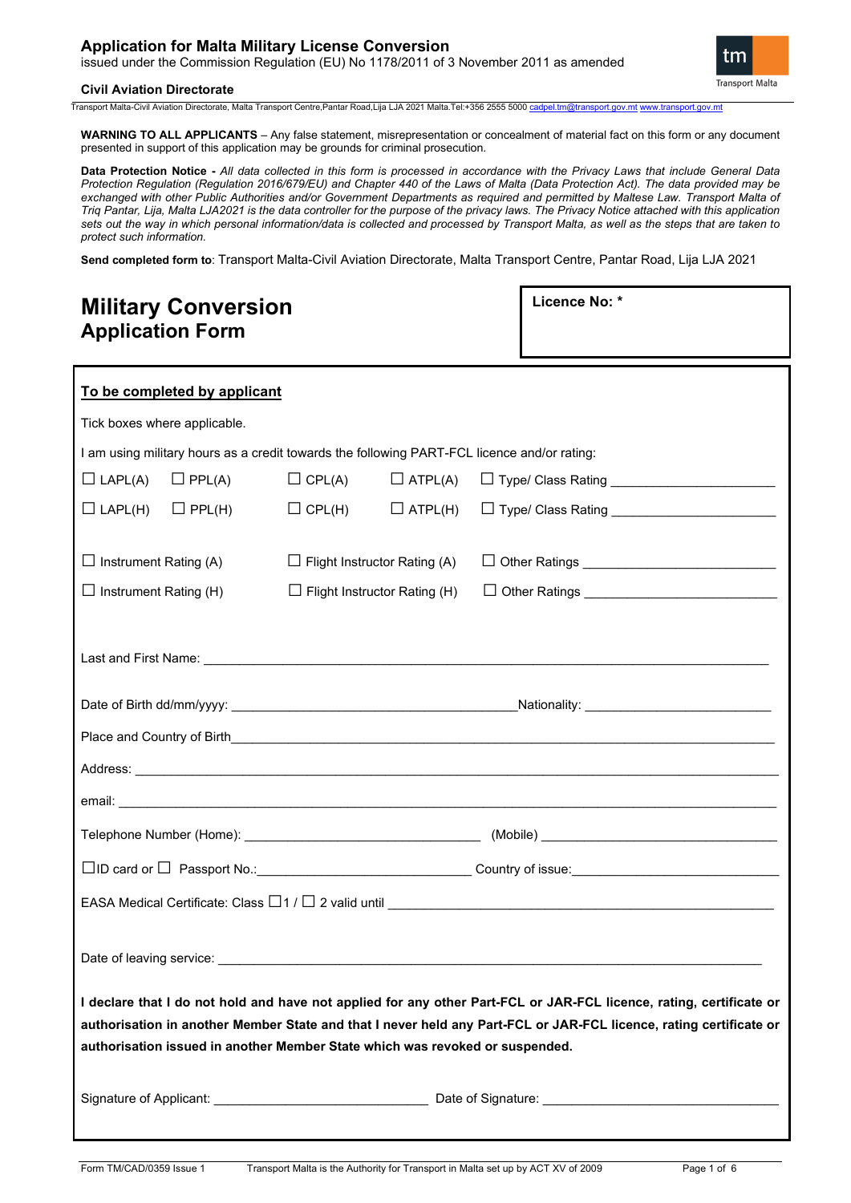# Application for Malta Military License Conversion

issued under the Commission Regulation (EU) No 1178/2011 of 3 November 2011 as amended

**Civil Aviation Directorate**

Transport Malta-Civil Aviation Directorate, Malta Transport Centre,Pantar Road,Lija LJA 2021 Malta.Tel:+356 2555 5000 cadpel.tm@transport.gov.mt www.transport.gov.mt

**WARNING TO ALL APPLICANTS** – Any false statement, misrepresentation or concealment of material fact on this form or any document presented in support of this application may be grounds for criminal prosecution.

**Data Protection Notice -** *All data collected in this form is processed in accordance with the Privacy Laws that include General Data Protection Regulation (Regulation 2016/679/EU) and Chapter 440 of the Laws of Malta (Data Protection Act). The data provided may be exchanged with other Public Authorities and/or Government Departments as required and permitted by Maltese Law. Transport Malta of Triq Pantar, Lija, Malta LJA2021 is the data controller for the purpose of the privacy laws. The Privacy Notice attached with this application sets out the way in which personal information/data is collected and processed by Transport Malta, as well as the steps that are taken to protect such information.*

**Send completed form to**: Transport Malta-Civil Aviation Directorate, Malta Transport Centre, Pantar Road, Lija LJA 2021

## Military Conversion
## Application Form

**Licence No: \***

**To be completed by applicant**

Tick boxes where applicable.

I am using military hours as a credit towards the following PART-FCL licence and/or rating:

☐ LAPL(A) ☐ PPL(A) ☐ CPL(A) ☐ ATPL(A) ☐ Type/ Class Rating ______________________

☐ LAPL(H) ☐ PPL(H) ☐ CPL(H) ☐ ATPL(H) ☐ Type/ Class Rating ______________________

☐ Instrument Rating (A) ☐ Flight Instructor Rating (A) ☐ Other Ratings __________________________

☐ Instrument Rating (H) ☐ Flight Instructor Rating (H) ☐ Other Ratings __________________________

Last and First Name: ______________________________________________________________________________

Date of Birth dd/mm/yyyy: ________________________________________Nationality: __________________________

Place and Country of Birth__________________________________________________________________________

Address: ________________________________________________________________________________________

email: __________________________________________________________________________________________

Telephone Number (Home): ________________________________ (Mobile) ________________________________

☐ID card or ☐ Passport No.:_____________________________ Country of issue:______________________________

EASA Medical Certificate: Class ☐1 / ☐ 2 valid until ___________________________________________________

Date of leaving service: ____________________________________________________________________________

**I declare that I do not hold and have not applied for any other Part-FCL or JAR-FCL licence, rating, certificate or authorisation in another Member State and that I never held any Part-FCL or JAR-FCL licence, rating certificate or authorisation issued in another Member State which was revoked or suspended.**

Signature of Applicant: ______________________________ Date of Signature: ________________________________

Form TM/CAD/0359 Issue 1 Transport Malta is the Authority for Transport in Malta set up by ACT XV of 2009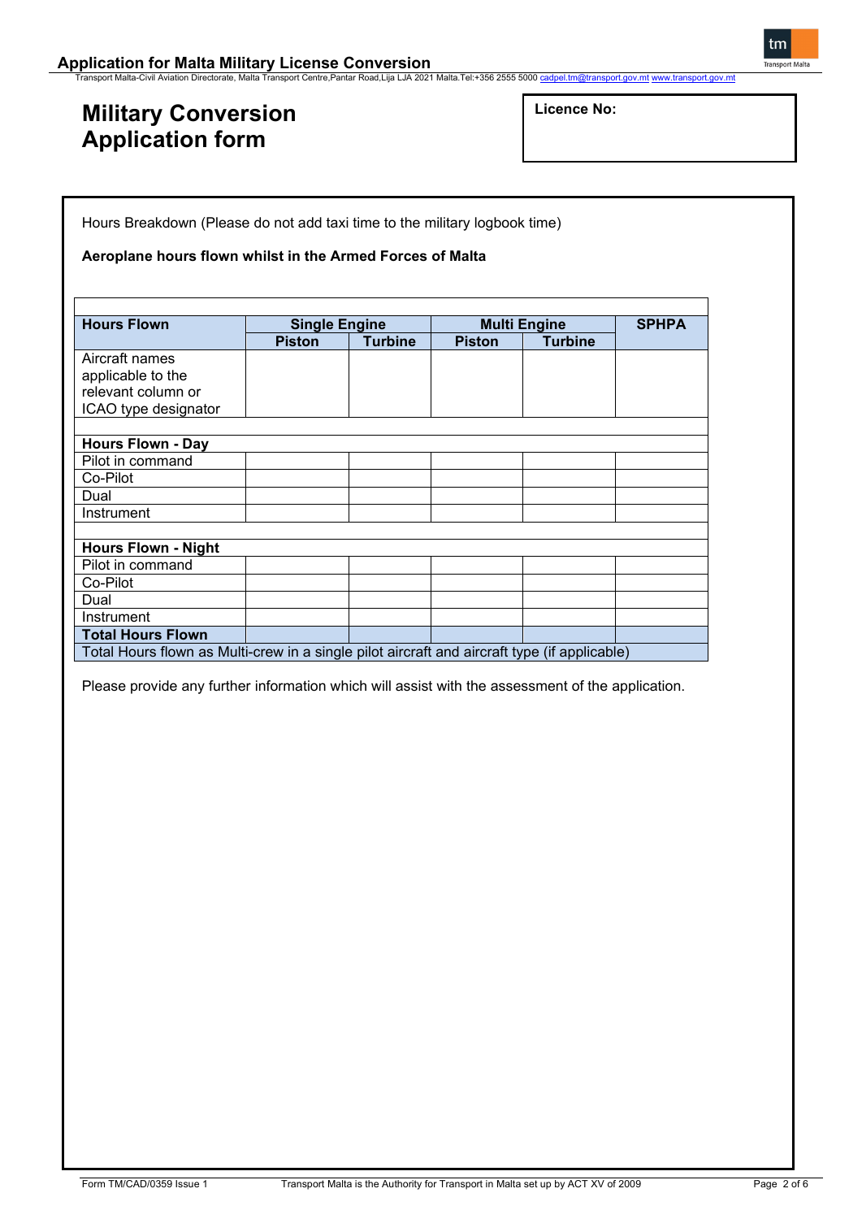# Military Conversion Application form

**Licence No:**

Hours Breakdown (Please do not add taxi time to the military logbook time)

**Aeroplane hours flown whilst in the Armed Forces of Malta**

| **Hours Flown** | **Single Engine** | | **Multi Engine** | | **SPHPA** |
|---|---|---|---|---|---|
| | **Piston** | **Turbine** | **Piston** | **Turbine** | |
| Aircraft names applicable to the relevant column or ICAO type designator | | | | | |
| | | | | | |
| **Hours Flown - Day** | | | | | |
| Pilot in command | | | | | |
| Co-Pilot | | | | | |
| Dual | | | | | |
| Instrument | | | | | |
| | | | | | |
| **Hours Flown - Night** | | | | | |
| Pilot in command | | | | | |
| Co-Pilot | | | | | |
| Dual | | | | | |
| Instrument | | | | | |
| **Total Hours Flown** | | | | | |
| Total Hours flown as Multi-crew in a single pilot aircraft and aircraft type (if applicable) | | | | | |

Please provide any further information which will assist with the assessment of the application.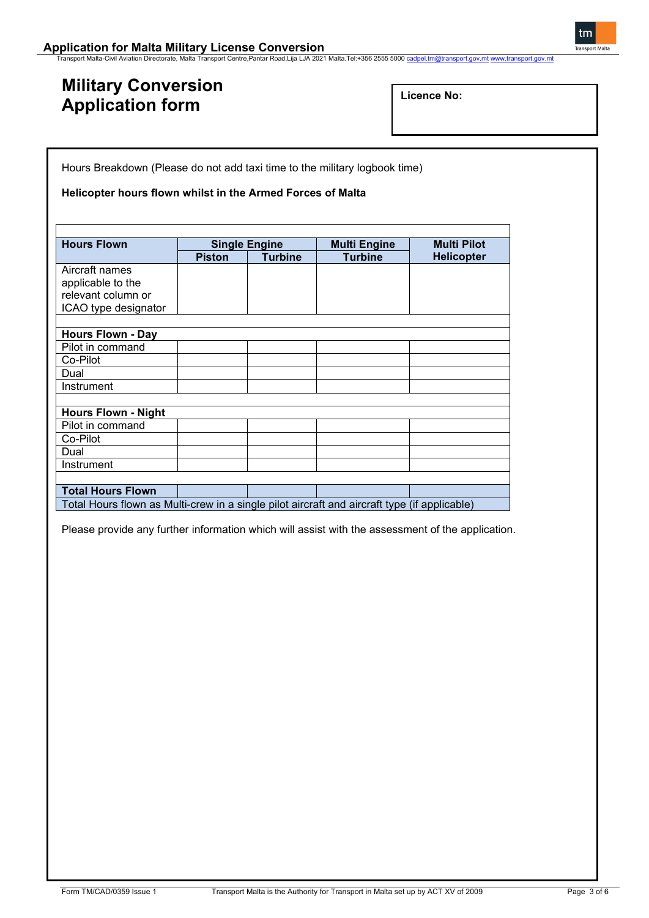# Military Conversion Application form

**Licence No:**

Hours Breakdown (Please do not add taxi time to the military logbook time)

**Helicopter hours flown whilst in the Armed Forces of Malta**

| **Hours Flown** | **Single Engine** | | **Multi Engine** | **Multi Pilot** |
|---|---|---|---|---|
| | **Piston** | **Turbine** | **Turbine** | **Helicopter** |
| Aircraft names applicable to the relevant column or ICAO type designator | | | | |
| | | | | |
| **Hours Flown - Day** | | | | |
| Pilot in command | | | | |
| Co-Pilot | | | | |
| Dual | | | | |
| Instrument | | | | |
| | | | | |
| **Hours Flown - Night** | | | | |
| Pilot in command | | | | |
| Co-Pilot | | | | |
| Dual | | | | |
| Instrument | | | | |
| | | | | |
| **Total Hours Flown** | | | | |
| Total Hours flown as Multi-crew in a single pilot aircraft and aircraft type (if applicable) | | | | |

Please provide any further information which will assist with the assessment of the application.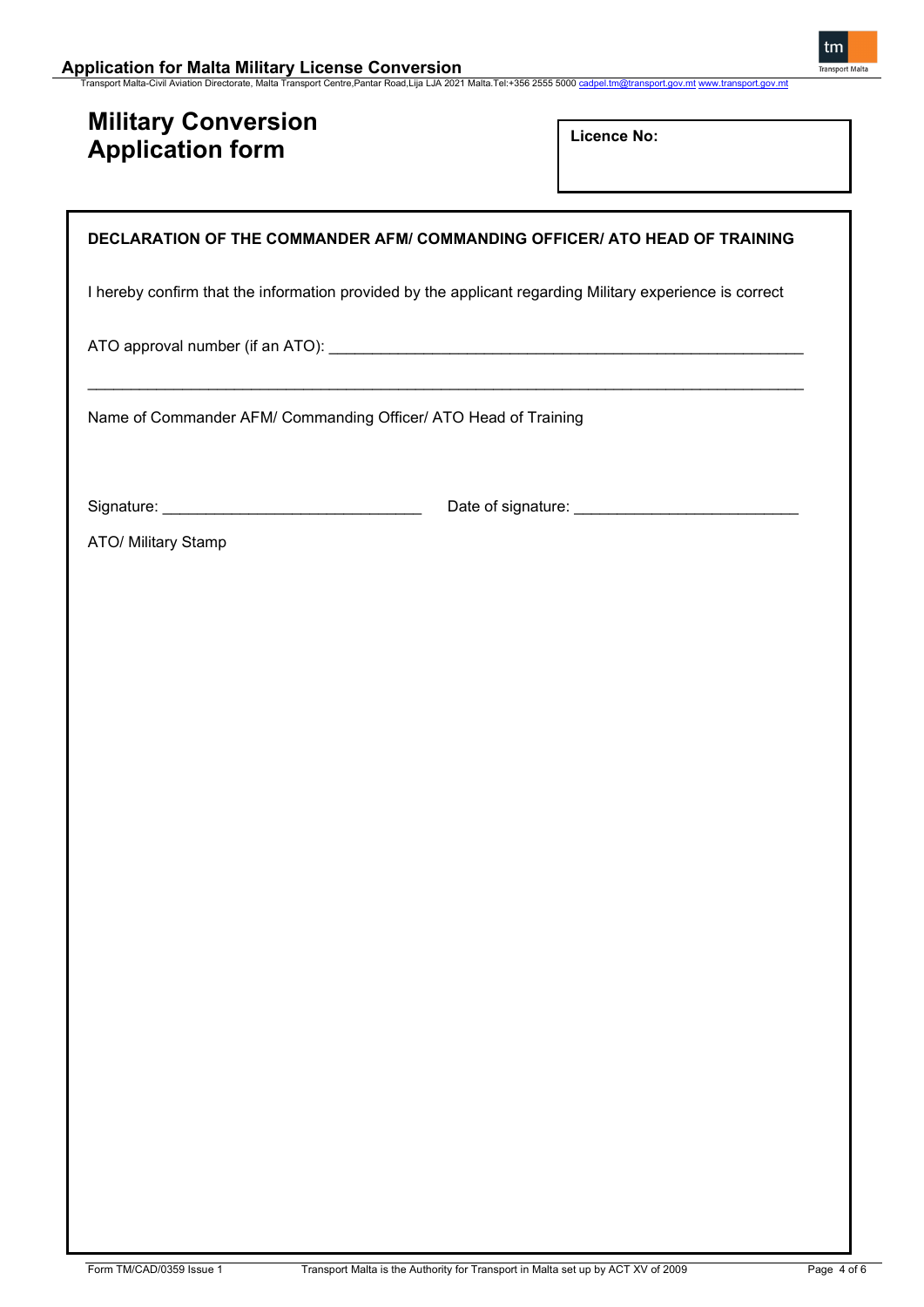# Military Conversion Application form

**Licence No:**

**DECLARATION OF THE COMMANDER AFM/ COMMANDING OFFICER/ ATO HEAD OF TRAINING**

I hereby confirm that the information provided by the applicant regarding Military experience is correct

ATO approval number (if an ATO): \_\_\_\_\_\_\_\_\_\_\_\_\_\_\_\_\_\_\_\_\_\_\_\_\_\_\_\_\_\_\_\_\_\_\_\_\_\_\_\_\_\_\_\_\_\_\_\_\_\_\_\_\_\_

\_\_\_\_\_\_\_\_\_\_\_\_\_\_\_\_\_\_\_\_\_\_\_\_\_\_\_\_\_\_\_\_\_\_\_\_\_\_\_\_\_\_\_\_\_\_\_\_\_\_\_\_\_\_\_\_\_\_\_\_\_\_\_\_\_\_\_\_\_\_\_\_\_\_\_\_\_\_\_\_\_\_\_\_

Name of Commander AFM/ Commanding Officer/ ATO Head of Training

Signature: \_\_\_\_\_\_\_\_\_\_\_\_\_\_\_\_\_\_\_\_\_\_\_\_\_\_\_\_\_\_ Date of signature: \_\_\_\_\_\_\_\_\_\_\_\_\_\_\_\_\_\_\_\_\_\_\_\_\_\_

ATO/ Military Stamp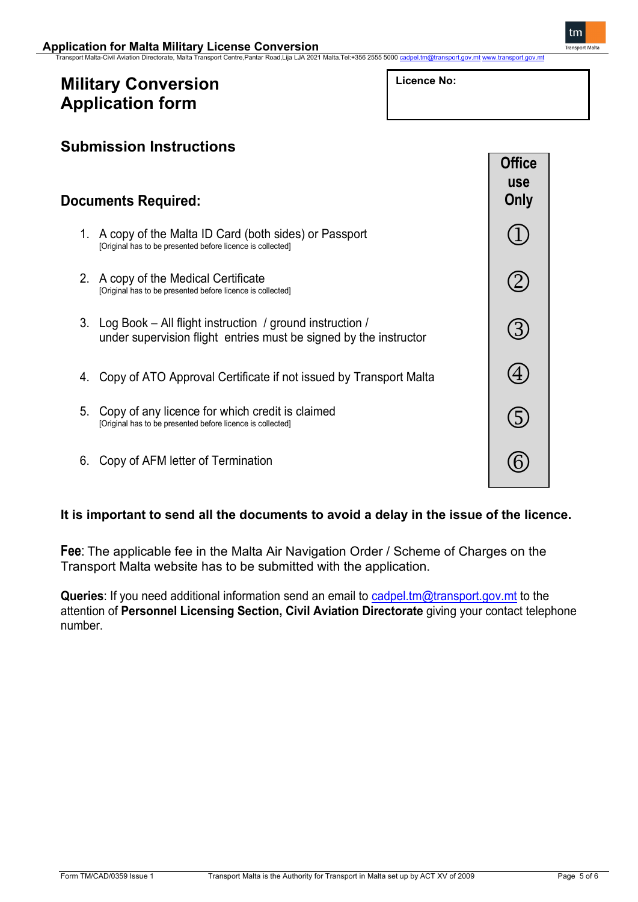# Military Conversion Application form

| Licence No: |
| --- |
| |

## Submission Instructions

## Documents Required:

| Document | Office use Only |
| --- | --- |
| 1. A copy of the Malta ID Card (both sides) or Passport [Original has to be presented before licence is collected] | ① |
| 2. A copy of the Medical Certificate [Original has to be presented before licence is collected] | ② |
| 3. Log Book – All flight instruction / ground instruction / under supervision flight entries must be signed by the instructor | ③ |
| 4. Copy of ATO Approval Certificate if not issued by Transport Malta | ④ |
| 5. Copy of any licence for which credit is claimed [Original has to be presented before licence is collected] | ⑤ |
| 6. Copy of AFM letter of Termination | ⑥ |

**It is important to send all the documents to avoid a delay in the issue of the licence.**

**Fee**: The applicable fee in the Malta Air Navigation Order / Scheme of Charges on the Transport Malta website has to be submitted with the application.

**Queries**: If you need additional information send an email to cadpel.tm@transport.gov.mt to the attention of **Personnel Licensing Section, Civil Aviation Directorate** giving your contact telephone number.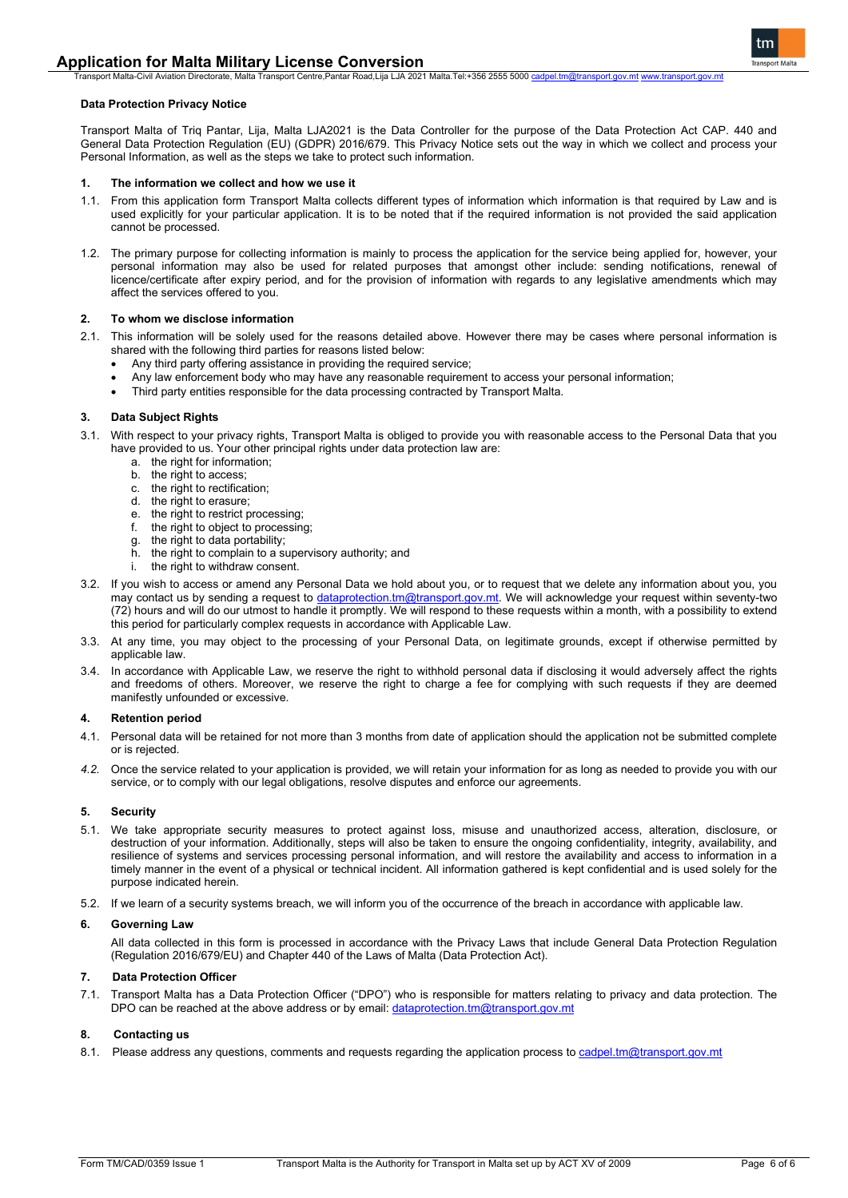## Data Protection Privacy Notice

Transport Malta of Triq Pantar, Lija, Malta LJA2021 is the Data Controller for the purpose of the Data Protection Act CAP. 440 and General Data Protection Regulation (EU) (GDPR) 2016/679. This Privacy Notice sets out the way in which we collect and process your Personal Information, as well as the steps we take to protect such information.

### 1. The information we collect and how we use it

1.1. From this application form Transport Malta collects different types of information which information is that required by Law and is used explicitly for your particular application. It is to be noted that if the required information is not provided the said application cannot be processed.

1.2. The primary purpose for collecting information is mainly to process the application for the service being applied for, however, your personal information may also be used for related purposes that amongst other include: sending notifications, renewal of licence/certificate after expiry period, and for the provision of information with regards to any legislative amendments which may affect the services offered to you.

### 2. To whom we disclose information

2.1. This information will be solely used for the reasons detailed above. However there may be cases where personal information is shared with the following third parties for reasons listed below:

- Any third party offering assistance in providing the required service;
- Any law enforcement body who may have any reasonable requirement to access your personal information;
- Third party entities responsible for the data processing contracted by Transport Malta.

### 3. Data Subject Rights

3.1. With respect to your privacy rights, Transport Malta is obliged to provide you with reasonable access to the Personal Data that you have provided to us. Your other principal rights under data protection law are:

a. the right for information;
b. the right to access;
c. the right to rectification;
d. the right to erasure;
e. the right to restrict processing;
f. the right to object to processing;
g. the right to data portability;
h. the right to complain to a supervisory authority; and
i. the right to withdraw consent.

3.2. If you wish to access or amend any Personal Data we hold about you, or to request that we delete any information about you, you may contact us by sending a request to dataprotection.tm@transport.gov.mt. We will acknowledge your request within seventy-two (72) hours and will do our utmost to handle it promptly. We will respond to these requests within a month, with a possibility to extend this period for particularly complex requests in accordance with Applicable Law.

3.3. At any time, you may object to the processing of your Personal Data, on legitimate grounds, except if otherwise permitted by applicable law.

3.4. In accordance with Applicable Law, we reserve the right to withhold personal data if disclosing it would adversely affect the rights and freedoms of others. Moreover, we reserve the right to charge a fee for complying with such requests if they are deemed manifestly unfounded or excessive.

### 4. Retention period

4.1. Personal data will be retained for not more than 3 months from date of application should the application not be submitted complete or is rejected.

*4.2.* Once the service related to your application is provided, we will retain your information for as long as needed to provide you with our service, or to comply with our legal obligations, resolve disputes and enforce our agreements.

### 5. Security

5.1. We take appropriate security measures to protect against loss, misuse and unauthorized access, alteration, disclosure, or destruction of your information. Additionally, steps will also be taken to ensure the ongoing confidentiality, integrity, availability, and resilience of systems and services processing personal information, and will restore the availability and access to information in a timely manner in the event of a physical or technical incident. All information gathered is kept confidential and is used solely for the purpose indicated herein.

5.2. If we learn of a security systems breach, we will inform you of the occurrence of the breach in accordance with applicable law.

### 6. Governing Law

All data collected in this form is processed in accordance with the Privacy Laws that include General Data Protection Regulation (Regulation 2016/679/EU) and Chapter 440 of the Laws of Malta (Data Protection Act).

### 7. Data Protection Officer

7.1. Transport Malta has a Data Protection Officer ("DPO") who is responsible for matters relating to privacy and data protection. The DPO can be reached at the above address or by email: dataprotection.tm@transport.gov.mt

### 8. Contacting us

8.1. Please address any questions, comments and requests regarding the application process to cadpel.tm@transport.gov.mt